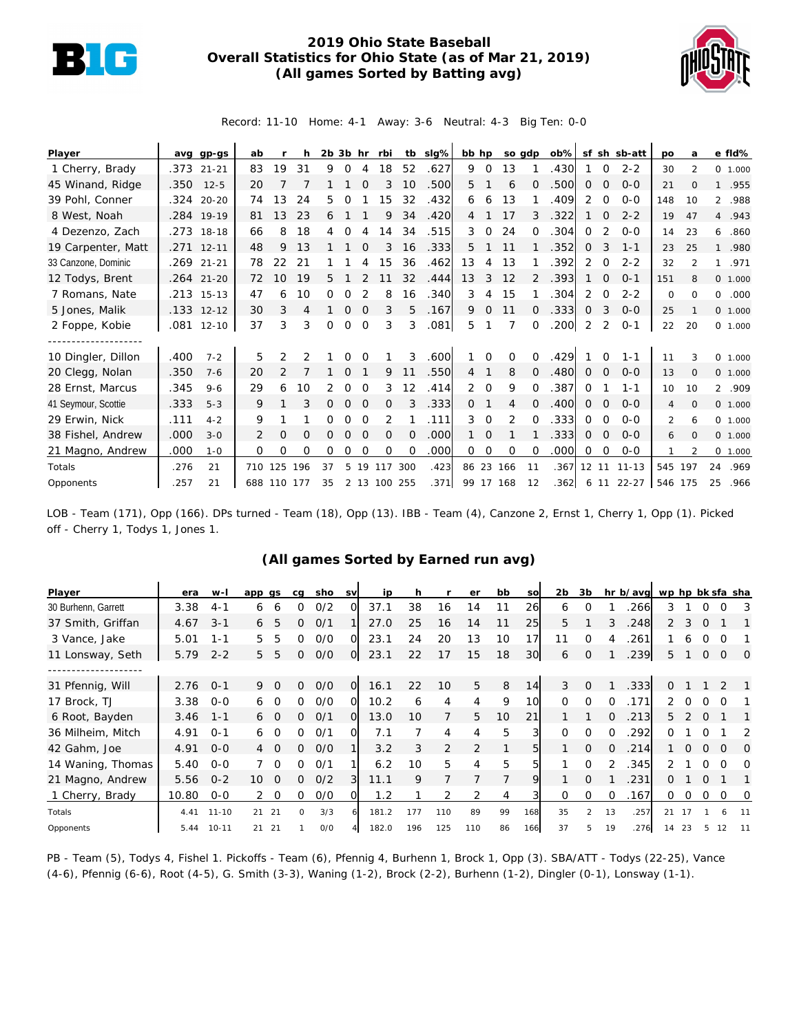# 2019 Ohio State Baseball
## Overall Statistics for Ohio State (as of Mar 21, 2019)
### (All games Sorted by Batting avg)

Record: 11-10 Home: 4-1 Away: 3-6 Neutral: 4-3 Big Ten: 0-0

| Player | avg | gp-gs | ab | r | h | 2b | 3b | hr | rbi | tb | slg% | bb | hp | so | gdp | ob% | sf | sh | sb-att | po | a | e | fld% |
|---|---|---|---|---|---|---|---|---|---|---|---|---|---|---|---|---|---|---|---|---|---|---|---|
| 1 Cherry, Brady | .373 | 21-21 | 83 | 19 | 31 | 9 | 0 | 4 | 18 | 52 | .627 | 9 | 0 | 13 | 1 | .430 | 1 | 0 | 2-2 | 30 | 2 | 0 | 1.000 |
| 45 Winand, Ridge | .350 | 12-5 | 20 | 7 | 7 | 1 | 1 | 0 | 3 | 10 | .500 | 5 | 1 | 6 | 0 | .500 | 0 | 0 | 0-0 | 21 | 0 | 1 | .955 |
| 39 Pohl, Conner | .324 | 20-20 | 74 | 13 | 24 | 5 | 0 | 1 | 15 | 32 | .432 | 6 | 6 | 13 | 1 | .409 | 2 | 0 | 0-0 | 148 | 10 | 2 | .988 |
| 8 West, Noah | .284 | 19-19 | 81 | 13 | 23 | 6 | 1 | 1 | 9 | 34 | .420 | 4 | 1 | 17 | 3 | .322 | 1 | 0 | 2-2 | 19 | 47 | 4 | .943 |
| 4 Dezenzo, Zach | .273 | 18-18 | 66 | 8 | 18 | 4 | 0 | 4 | 14 | 34 | .515 | 3 | 0 | 24 | 0 | .304 | 0 | 2 | 0-0 | 14 | 23 | 6 | .860 |
| 19 Carpenter, Matt | .271 | 12-11 | 48 | 9 | 13 | 1 | 1 | 0 | 3 | 16 | .333 | 5 | 1 | 11 | 1 | .352 | 0 | 3 | 1-1 | 23 | 25 | 1 | .980 |
| 33 Canzone, Dominic | .269 | 21-21 | 78 | 22 | 21 | 1 | 1 | 4 | 15 | 36 | .462 | 13 | 4 | 13 | 1 | .392 | 2 | 0 | 2-2 | 32 | 2 | 1 | .971 |
| 12 Todys, Brent | .264 | 21-20 | 72 | 10 | 19 | 5 | 1 | 2 | 11 | 32 | .444 | 13 | 3 | 12 | 2 | .393 | 1 | 0 | 0-1 | 151 | 8 | 0 | 1.000 |
| 7 Romans, Nate | .213 | 15-13 | 47 | 6 | 10 | 0 | 0 | 2 | 8 | 16 | .340 | 3 | 4 | 15 | 1 | .304 | 2 | 0 | 2-2 | 0 | 0 | 0 | .000 |
| 5 Jones, Malik | .133 | 12-12 | 30 | 3 | 4 | 1 | 0 | 0 | 3 | 5 | .167 | 9 | 0 | 11 | 0 | .333 | 0 | 3 | 0-0 | 25 | 1 | 0 | 1.000 |
| 2 Foppe, Kobie | .081 | 12-10 | 37 | 3 | 3 | 0 | 0 | 0 | 3 | 3 | .081 | 5 | 1 | 7 | 0 | .200 | 2 | 2 | 0-1 | 22 | 20 | 0 | 1.000 |
| -------------------- | | | | | | | | | | | | | | | | | | | | | | | |
| 10 Dingler, Dillon | .400 | 7-2 | 5 | 2 | 2 | 1 | 0 | 0 | 1 | 3 | .600 | 1 | 0 | 0 | 0 | .429 | 1 | 0 | 1-1 | 11 | 3 | 0 | 1.000 |
| 20 Clegg, Nolan | .350 | 7-6 | 20 | 2 | 7 | 1 | 0 | 1 | 9 | 11 | .550 | 4 | 1 | 8 | 0 | .480 | 0 | 0 | 0-0 | 13 | 0 | 0 | 1.000 |
| 28 Ernst, Marcus | .345 | 9-6 | 29 | 6 | 10 | 2 | 0 | 0 | 3 | 12 | .414 | 2 | 0 | 9 | 0 | .387 | 0 | 1 | 1-1 | 10 | 10 | 2 | .909 |
| 41 Seymour, Scottie | .333 | 5-3 | 9 | 1 | 3 | 0 | 0 | 0 | 0 | 3 | .333 | 0 | 1 | 4 | 0 | .400 | 0 | 0 | 0-0 | 4 | 0 | 0 | 1.000 |
| 29 Erwin, Nick | .111 | 4-2 | 9 | 1 | 1 | 0 | 0 | 0 | 2 | 1 | .111 | 3 | 0 | 2 | 0 | .333 | 0 | 0 | 0-0 | 2 | 6 | 0 | 1.000 |
| 38 Fishel, Andrew | .000 | 3-0 | 2 | 0 | 0 | 0 | 0 | 0 | 0 | 0 | .000 | 1 | 0 | 1 | 1 | .333 | 0 | 0 | 0-0 | 6 | 0 | 0 | 1.000 |
| 21 Magno, Andrew | .000 | 1-0 | 0 | 0 | 0 | 0 | 0 | 0 | 0 | 0 | .000 | 0 | 0 | 0 | 0 | .000 | 0 | 0 | 0-0 | 1 | 2 | 0 | 1.000 |
| Totals | .276 | 21 | 710 | 125 | 196 | 37 | 5 | 19 | 117 | 300 | .423 | 86 | 23 | 166 | 11 | .367 | 12 | 11 | 11-13 | 545 | 197 | 24 | .969 |
| Opponents | .257 | 21 | 688 | 110 | 177 | 35 | 2 | 13 | 100 | 255 | .371 | 99 | 17 | 168 | 12 | .362 | 6 | 11 | 22-27 | 546 | 175 | 25 | .966 |

LOB - Team (171), Opp (166). DPs turned - Team (18), Opp (13). IBB - Team (4), Canzone 2, Ernst 1, Cherry 1, Opp (1). Picked off - Cherry 1, Todys 1, Jones 1.

### (All games Sorted by Earned run avg)

| Player | era | w-l | app | gs | cg | sho | sv | ip | h | r | er | bb | so | 2b | 3b | hr | b/avg | wp | hp | bk | sfa | sha |
|---|---|---|---|---|---|---|---|---|---|---|---|---|---|---|---|---|---|---|---|---|---|---|
| 30 Burhenn, Garrett | 3.38 | 4-1 | 6 | 6 | 0 | 0/2 | 0 | 37.1 | 38 | 16 | 14 | 11 | 26 | 6 | 0 | 1 | .266 | 3 | 1 | 0 | 0 | 3 |
| 37 Smith, Griffan | 4.67 | 3-1 | 6 | 5 | 0 | 0/1 | 1 | 27.0 | 25 | 16 | 14 | 11 | 25 | 5 | 1 | 3 | .248 | 2 | 3 | 0 | 1 | 1 |
| 3 Vance, Jake | 5.01 | 1-1 | 5 | 5 | 0 | 0/0 | 0 | 23.1 | 24 | 20 | 13 | 10 | 17 | 11 | 0 | 4 | .261 | 1 | 6 | 0 | 0 | 1 |
| 11 Lonsway, Seth | 5.79 | 2-2 | 5 | 5 | 0 | 0/0 | 0 | 23.1 | 22 | 17 | 15 | 18 | 30 | 6 | 0 | 1 | .239 | 5 | 1 | 0 | 0 | 0 |
| -------------------- | | | | | | | | | | | | | | | | | | | | | | |
| 31 Pfennig, Will | 2.76 | 0-1 | 9 | 0 | 0 | 0/0 | 0 | 16.1 | 22 | 10 | 5 | 8 | 14 | 3 | 0 | 1 | .333 | 0 | 1 | 1 | 2 | 1 |
| 17 Brock, TJ | 3.38 | 0-0 | 6 | 0 | 0 | 0/0 | 0 | 10.2 | 6 | 4 | 4 | 9 | 10 | 0 | 0 | 0 | .171 | 2 | 0 | 0 | 0 | 1 |
| 6 Root, Bayden | 3.46 | 1-1 | 6 | 0 | 0 | 0/1 | 0 | 13.0 | 10 | 7 | 5 | 10 | 21 | 1 | 1 | 0 | .213 | 5 | 2 | 0 | 1 | 1 |
| 36 Milheim, Mitch | 4.91 | 0-1 | 6 | 0 | 0 | 0/1 | 0 | 7.1 | 7 | 4 | 4 | 5 | 3 | 0 | 0 | 0 | .292 | 0 | 1 | 0 | 1 | 2 |
| 42 Gahm, Joe | 4.91 | 0-0 | 4 | 0 | 0 | 0/0 | 1 | 3.2 | 3 | 2 | 2 | 1 | 5 | 1 | 0 | 0 | .214 | 1 | 0 | 0 | 0 | 0 |
| 14 Waning, Thomas | 5.40 | 0-0 | 7 | 0 | 0 | 0/1 | 1 | 6.2 | 10 | 5 | 4 | 5 | 5 | 1 | 0 | 2 | .345 | 2 | 1 | 0 | 0 | 0 |
| 21 Magno, Andrew | 5.56 | 0-2 | 10 | 0 | 0 | 0/2 | 3 | 11.1 | 9 | 7 | 7 | 7 | 9 | 1 | 0 | 1 | .231 | 0 | 1 | 0 | 1 | 1 |
| 1 Cherry, Brady | 10.80 | 0-0 | 2 | 0 | 0 | 0/0 | 0 | 1.2 | 1 | 2 | 2 | 4 | 3 | 0 | 0 | 0 | .167 | 0 | 0 | 0 | 0 | 0 |
| Totals | 4.41 | 11-10 | 21 | 21 | 0 | 3/3 | 6 | 181.2 | 177 | 110 | 89 | 99 | 168 | 35 | 2 | 13 | .257 | 21 | 17 | 1 | 6 | 11 |
| Opponents | 5.44 | 10-11 | 21 | 21 | 1 | 0/0 | 4 | 182.0 | 196 | 125 | 110 | 86 | 166 | 37 | 5 | 19 | .276 | 14 | 23 | 5 | 12 | 11 |

PB - Team (5), Todys 4, Fishel 1. Pickoffs - Team (6), Pfennig 4, Burhenn 1, Brock 1, Opp (3). SBA/ATT - Todys (22-25), Vance (4-6), Pfennig (6-6), Root (4-5), G. Smith (3-3), Waning (1-2), Brock (2-2), Burhenn (1-2), Dingler (0-1), Lonsway (1-1).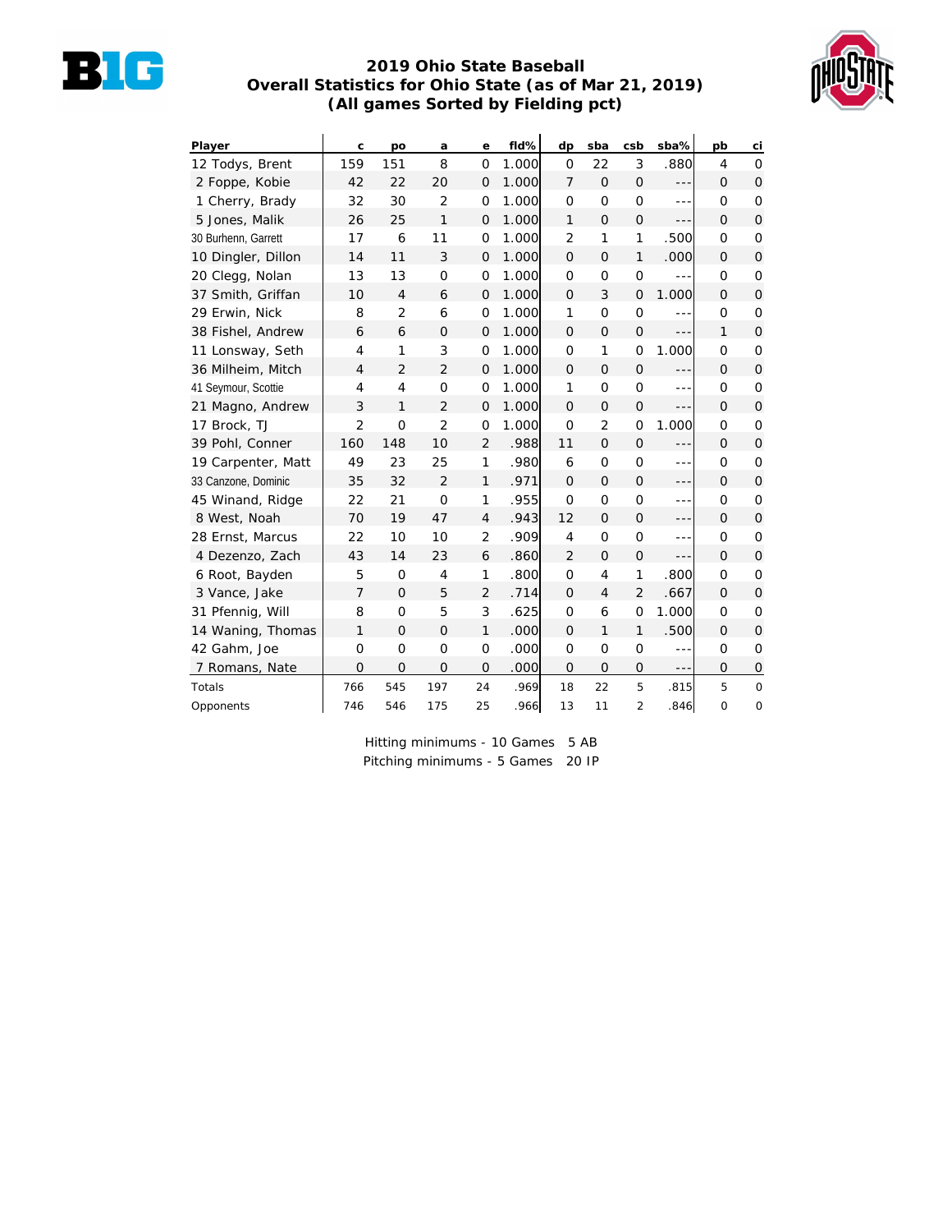## 2019 Ohio State Baseball
## Overall Statistics for Ohio State (as of Mar 21, 2019)
## (All games Sorted by Fielding pct)

| Player | c | po | a | e | fld% | dp | sba | csb | sba% | pb | ci |
|---|---|---|---|---|---|---|---|---|---|---|---|
| 12 Todys, Brent | 159 | 151 | 8 | 0 | 1.000 | 0 | 22 | 3 | .880 | 4 | 0 |
| 2 Foppe, Kobie | 42 | 22 | 20 | 0 | 1.000 | 7 | 0 | 0 | --- | 0 | 0 |
| 1 Cherry, Brady | 32 | 30 | 2 | 0 | 1.000 | 0 | 0 | 0 | --- | 0 | 0 |
| 5 Jones, Malik | 26 | 25 | 1 | 0 | 1.000 | 1 | 0 | 0 | --- | 0 | 0 |
| 30 Burhenn, Garrett | 17 | 6 | 11 | 0 | 1.000 | 2 | 1 | 1 | .500 | 0 | 0 |
| 10 Dingler, Dillon | 14 | 11 | 3 | 0 | 1.000 | 0 | 0 | 1 | .000 | 0 | 0 |
| 20 Clegg, Nolan | 13 | 13 | 0 | 0 | 1.000 | 0 | 0 | 0 | --- | 0 | 0 |
| 37 Smith, Griffan | 10 | 4 | 6 | 0 | 1.000 | 0 | 3 | 0 | 1.000 | 0 | 0 |
| 29 Erwin, Nick | 8 | 2 | 6 | 0 | 1.000 | 1 | 0 | 0 | --- | 0 | 0 |
| 38 Fishel, Andrew | 6 | 6 | 0 | 0 | 1.000 | 0 | 0 | 0 | --- | 1 | 0 |
| 11 Lonsway, Seth | 4 | 1 | 3 | 0 | 1.000 | 0 | 1 | 0 | 1.000 | 0 | 0 |
| 36 Milheim, Mitch | 4 | 2 | 2 | 0 | 1.000 | 0 | 0 | 0 | --- | 0 | 0 |
| 41 Seymour, Scottie | 4 | 4 | 0 | 0 | 1.000 | 1 | 0 | 0 | --- | 0 | 0 |
| 21 Magno, Andrew | 3 | 1 | 2 | 0 | 1.000 | 0 | 0 | 0 | --- | 0 | 0 |
| 17 Brock, TJ | 2 | 0 | 2 | 0 | 1.000 | 0 | 2 | 0 | 1.000 | 0 | 0 |
| 39 Pohl, Conner | 160 | 148 | 10 | 2 | .988 | 11 | 0 | 0 | --- | 0 | 0 |
| 19 Carpenter, Matt | 49 | 23 | 25 | 1 | .980 | 6 | 0 | 0 | --- | 0 | 0 |
| 33 Canzone, Dominic | 35 | 32 | 2 | 1 | .971 | 0 | 0 | 0 | --- | 0 | 0 |
| 45 Winand, Ridge | 22 | 21 | 0 | 1 | .955 | 0 | 0 | 0 | --- | 0 | 0 |
| 8 West, Noah | 70 | 19 | 47 | 4 | .943 | 12 | 0 | 0 | --- | 0 | 0 |
| 28 Ernst, Marcus | 22 | 10 | 10 | 2 | .909 | 4 | 0 | 0 | --- | 0 | 0 |
| 4 Dezenzo, Zach | 43 | 14 | 23 | 6 | .860 | 2 | 0 | 0 | --- | 0 | 0 |
| 6 Root, Bayden | 5 | 0 | 4 | 1 | .800 | 0 | 4 | 1 | .800 | 0 | 0 |
| 3 Vance, Jake | 7 | 0 | 5 | 2 | .714 | 0 | 4 | 2 | .667 | 0 | 0 |
| 31 Pfennig, Will | 8 | 0 | 5 | 3 | .625 | 0 | 6 | 0 | 1.000 | 0 | 0 |
| 14 Waning, Thomas | 1 | 0 | 0 | 1 | .000 | 0 | 1 | 1 | .500 | 0 | 0 |
| 42 Gahm, Joe | 0 | 0 | 0 | 0 | .000 | 0 | 0 | 0 | --- | 0 | 0 |
| 7 Romans, Nate | 0 | 0 | 0 | 0 | .000 | 0 | 0 | 0 | --- | 0 | 0 |
| Totals | 766 | 545 | 197 | 24 | .969 | 18 | 22 | 5 | .815 | 5 | 0 |
| Opponents | 746 | 546 | 175 | 25 | .966 | 13 | 11 | 2 | .846 | 0 | 0 |

Hitting minimums - 10 Games 5 AB
Pitching minimums - 5 Games 20 IP